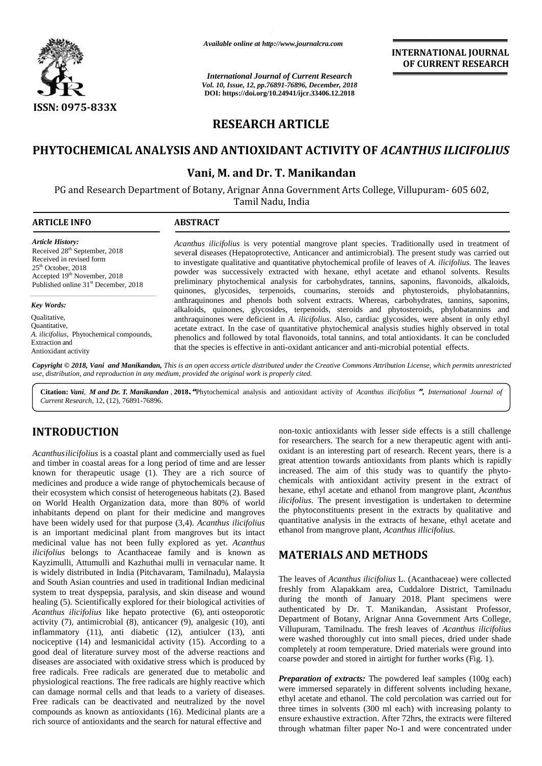*Available online at http://www.journalcra.com*

*International Journal of Current Research*
*Vol. 10, Issue, 12, pp.76891-76896, December, 2018*
**DOI: https://doi.org/10.24941/ijcr.33406.12.2018**

**INTERNATIONAL JOURNAL OF CURRENT RESEARCH**

ISSN: 0975-833X

# RESEARCH ARTICLE

# PHYTOCHEMICAL ANALYSIS AND ANTIOXIDANT ACTIVITY OF *ACANTHUS ILICIFOLIUS*

**Vani, M. and Dr. T. Manikandan**

PG and Research Department of Botany, Arignar Anna Government Arts College, Villupuram- 605 602, Tamil Nadu, India

**ARTICLE INFO**

*Article History:*
Received 28th September, 2018
Received in revised form
25th October, 2018
Accepted 19th November, 2018
Published online 31st December, 2018

*Key Words:*
Qualitative,
Quantitative,
*A. ilicifolius*, Phytochemical compounds,
Extraction and
Antioxidant activity

**ABSTRACT**

*Acanthus ilicifolius* is very potential mangrove plant species. Traditionally used in treatment of several diseases (Hepatoprotective, Anticancer and antimicrobial). The present study was carried out to investigate qualitative and quantitative phytochemical profile of leaves of *A. ilicifolius.* The leaves powder was successively extracted with hexane, ethyl acetate and ethanol solvents. Results preliminary phytochemical analysis for carbohydrates, tannins, saponins, flavonoids, alkaloids, quinones, glycosides, terpenoids, coumarins, steroids and phytosteroids, phylobatannins, anthraquinones and phenols both solvent extracts. Whereas, carbohydrates, tannins, saponins, alkaloids, quinones, glycosides, terpenoids, steroids and phytosteroids, phylobatannins and anthraquinones were deficient in *A. ilicifolius*. Also, cardiac glycosides, were absent in only ethyl acetate extract. In the case of quantitative phytochemical analysis studies highly observed in total phenolics and followed by total flavonoids, total tannins, and total antioxidants. It can be concluded that the species is effective in anti-oxidant anticancer and anti-microbial potential effects.

*Copyright © 2018, Vani and Manikandan, This is an open access article distributed under the Creative Commons Attribution License, which permits unrestricted use, distribution, and reproduction in any medium, provided the original work is properly cited.*

**Citation:** *Vani, M and Dr. T. Manikandan* , **2018. "**Phytochemical analysis and antioxidant activity of *Acanthus ilicifolius* **", *International Journal of*** *Current Research*, 12, (12), 76891-76896.

## INTRODUCTION

*Acanthusilicifolius* is a coastal plant and commercially used as fuel and timber in coastal areas for a long period of time and are lesser known for therapeutic usage (1). They are a rich source of medicines and produce a wide range of phytochemicals because of their ecosystem which consist of heterogeneous habitats (2). Based on World Health Organization data, more than 80% of world inhabitants depend on plant for their medicine and mangroves have been widely used for that purpose (3,4). *Acanthus ilicifolius* is an important medicinal plant from mangroves but its intact medicinal value has not been fully explored as yet. *Acanthus ilicifolius* belongs to Acanthaceae family and is known as Kayzimulli, Attumulli and Kazhuthai mulli in vernacular name. It is widely distributed in India (Pitchavaram, Tamilnadu), Malaysia and South Asian countries and used in traditional Indian medicinal system to treat dyspepsia, paralysis, and skin disease and wound healing (5). Scientifically explored for their biological activities of *Acanthus ilicifolius* like hepato protective (6), anti osteoporotic activity (7), antimicrobial (8), anticancer (9), analgesic (10), anti inflammatory (11), anti diabetic (12), antiulcer (13), anti nociceptive (14) and lesmanicidal activity (15). According to a good deal of literature survey most of the adverse reactions and diseases are associated with oxidative stress which is produced by free radicals. Free radicals are generated due to metabolic and physiological reactions. The free radicals are highly reactive which can damage normal cells and that leads to a variety of diseases. Free radicals can be deactivated and neutralized by the novel compounds as known as antioxidants (16). Medicinal plants are a rich source of antioxidants and the search for natural effective and non-toxic antioxidants with lesser side effects is a still challenge for researchers. The search for a new therapeutic agent with anti-oxidant is an interesting part of research. Recent years, there is a great attention towards antioxidants from plants which is rapidly increased. The aim of this study was to quantify the phyto-chemicals with antioxidant activity present in the extract of hexane, ethyl acetate and ethanol from mangrove plant, *Acanthus ilicifolius*. The present investigation is undertaken to determine the phytoconstituents present in the extracts by qualitative and quantitative analysis in the extracts of hexane, ethyl acetate and ethanol from mangrove plant, *Acanthus illicifolius.*

## MATERIALS AND METHODS

The leaves of *Acanthus ilicifolius* L. (Acanthaceae) were collected freshly from Alapakkam area, Cuddalore District, Tamilnadu during the month of January 2018. Plant specimens were authenticated by Dr. T. Manikandan, Assistant Professor, Department of Botany, Arignar Anna Government Arts College, Villupuram, Tamilnadu. The fresh leaves of *Acanthus ilicifolius* were washed thoroughly cut into small pieces, dried under shade completely at room temperature. Dried materials were ground into coarse powder and stored in airtight for further works (Fig. 1).

***Preparation of extracts:*** The powdered leaf samples (100g each) were immersed separately in different solvents including hexane, ethyl acetate and ethanol. The cold percolation was carried out for three times in solvents (300 ml each) with increasing polanty to ensure exhaustive extraction. After 72hrs, the extracts were filtered through whatman filter paper No-1 and were concentrated under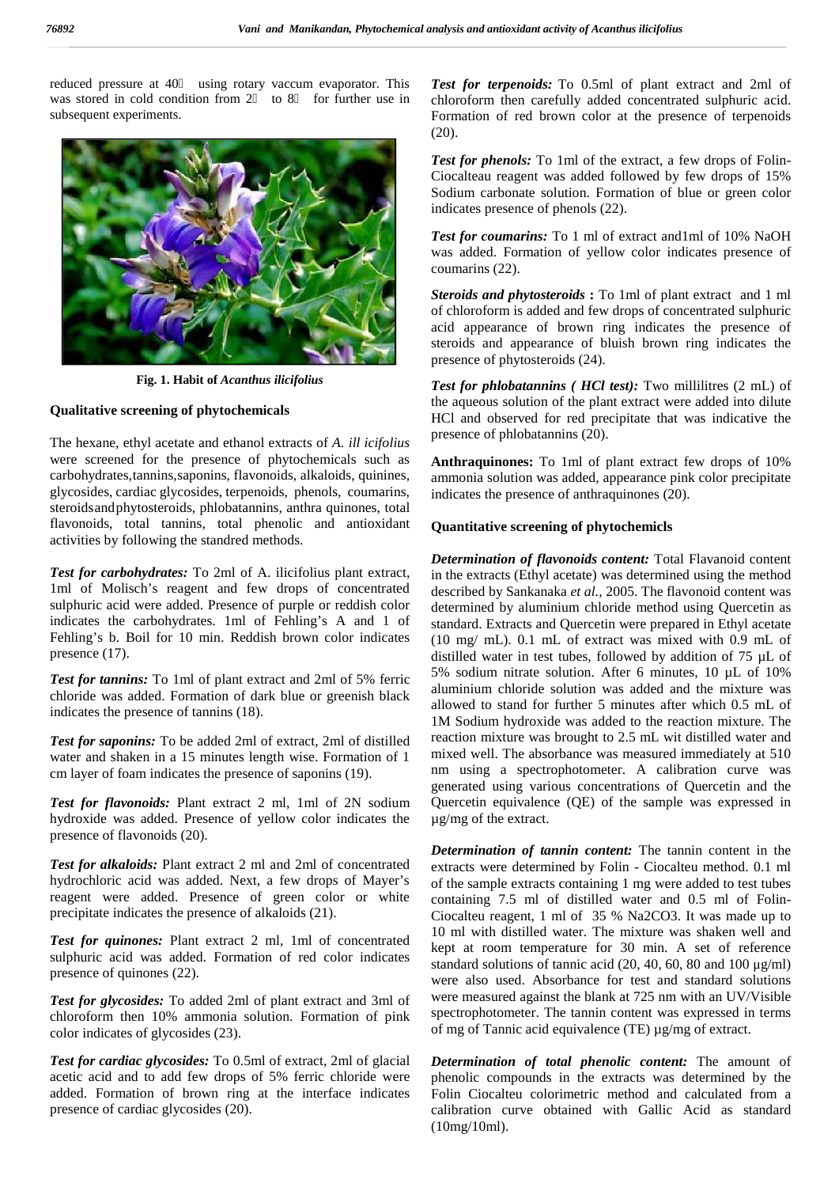reduced pressure at 40 using rotary vaccum evaporator. This was stored in cold condition from 2 to 8 for further use in subsequent experiments.

Fig. 1. Habit of *Acanthus ilicifolius*

### Qualitative screening of phytochemicals

The hexane, ethyl acetate and ethanol extracts of *A. ill icifolius* were screened for the presence of phytochemicals such as carbohydrates,tannins,saponins, flavonoids, alkaloids, quinines, glycosides, cardiac glycosides, terpenoids, phenols, coumarins, steroidsandphytosteroids, phlobatannins, anthra quinones, total flavonoids, total tannins, total phenolic and antioxidant activities by following the standred methods.

***Test for carbohydrates:*** To 2ml of A. ilicifolius plant extract, 1ml of Molisch's reagent and few drops of concentrated sulphuric acid were added. Presence of purple or reddish color indicates the carbohydrates. 1ml of Fehling's A and 1 of Fehling's b. Boil for 10 min. Reddish brown color indicates presence (17).

***Test for tannins:*** To 1ml of plant extract and 2ml of 5% ferric chloride was added. Formation of dark blue or greenish black indicates the presence of tannins (18).

***Test for saponins:*** To be added 2ml of extract, 2ml of distilled water and shaken in a 15 minutes length wise. Formation of 1 cm layer of foam indicates the presence of saponins (19).

***Test for flavonoids:*** Plant extract 2 ml, 1ml of 2N sodium hydroxide was added. Presence of yellow color indicates the presence of flavonoids (20).

***Test for alkaloids:*** Plant extract 2 ml and 2ml of concentrated hydrochloric acid was added. Next, a few drops of Mayer's reagent were added. Presence of green color or white precipitate indicates the presence of alkaloids (21).

***Test for quinones:*** Plant extract 2 ml, 1ml of concentrated sulphuric acid was added. Formation of red color indicates presence of quinones (22).

***Test for glycosides:*** To added 2ml of plant extract and 3ml of chloroform then 10% ammonia solution. Formation of pink color indicates of glycosides (23).

***Test for cardiac glycosides:*** To 0.5ml of extract, 2ml of glacial acetic acid and to add few drops of 5% ferric chloride were added. Formation of brown ring at the interface indicates presence of cardiac glycosides (20).

***Test for terpenoids:*** To 0.5ml of plant extract and 2ml of chloroform then carefully added concentrated sulphuric acid. Formation of red brown color at the presence of terpenoids (20).

***Test for phenols:*** To 1ml of the extract, a few drops of Folin-Ciocalteau reagent was added followed by few drops of 15% Sodium carbonate solution. Formation of blue or green color indicates presence of phenols (22).

***Test for coumarins:*** To 1 ml of extract and1ml of 10% NaOH was added. Formation of yellow color indicates presence of coumarins (22).

***Steroids and phytosteroids* :** To 1ml of plant extract and 1 ml of chloroform is added and few drops of concentrated sulphuric acid appearance of brown ring indicates the presence of steroids and appearance of bluish brown ring indicates the presence of phytosteroids (24).

***Test for phlobatannins ( HCl test):*** Two millilitres (2 mL) of the aqueous solution of the plant extract were added into dilute HCl and observed for red precipitate that was indicative the presence of phlobatannins (20).

**Anthraquinones:** To 1ml of plant extract few drops of 10% ammonia solution was added, appearance pink color precipitate indicates the presence of anthraquinones (20).

### Quantitative screening of phytochemicls

***Determination of flavonoids content:*** Total Flavanoid content in the extracts (Ethyl acetate) was determined using the method described by Sankanaka *et al.,* 2005. The flavonoid content was determined by aluminium chloride method using Quercetin as standard. Extracts and Quercetin were prepared in Ethyl acetate (10 mg/ mL). 0.1 mL of extract was mixed with 0.9 mL of distilled water in test tubes, followed by addition of 75 µL of 5% sodium nitrate solution. After 6 minutes, 10 µL of 10% aluminium chloride solution was added and the mixture was allowed to stand for further 5 minutes after which 0.5 mL of 1M Sodium hydroxide was added to the reaction mixture. The reaction mixture was brought to 2.5 mL wit distilled water and mixed well. The absorbance was measured immediately at 510 nm using a spectrophotometer. A calibration curve was generated using various concentrations of Quercetin and the Quercetin equivalence (QE) of the sample was expressed in µg/mg of the extract.

***Determination of tannin content:*** The tannin content in the extracts were determined by Folin - Ciocalteu method. 0.1 ml of the sample extracts containing 1 mg were added to test tubes containing 7.5 ml of distilled water and 0.5 ml of Folin-Ciocalteu reagent, 1 ml of 35 % $Na2CO3$. It was made up to 10 ml with distilled water. The mixture was shaken well and kept at room temperature for 30 min. A set of reference standard solutions of tannic acid (20, 40, 60, 80 and 100 µg/ml) were also used. Absorbance for test and standard solutions were measured against the blank at 725 nm with an UV/Visible spectrophotometer. The tannin content was expressed in terms of mg of Tannic acid equivalence (TE) µg/mg of extract.

***Determination of total phenolic content:*** The amount of phenolic compounds in the extracts was determined by the Folin Ciocalteu colorimetric method and calculated from a calibration curve obtained with Gallic Acid as standard (10mg/10ml).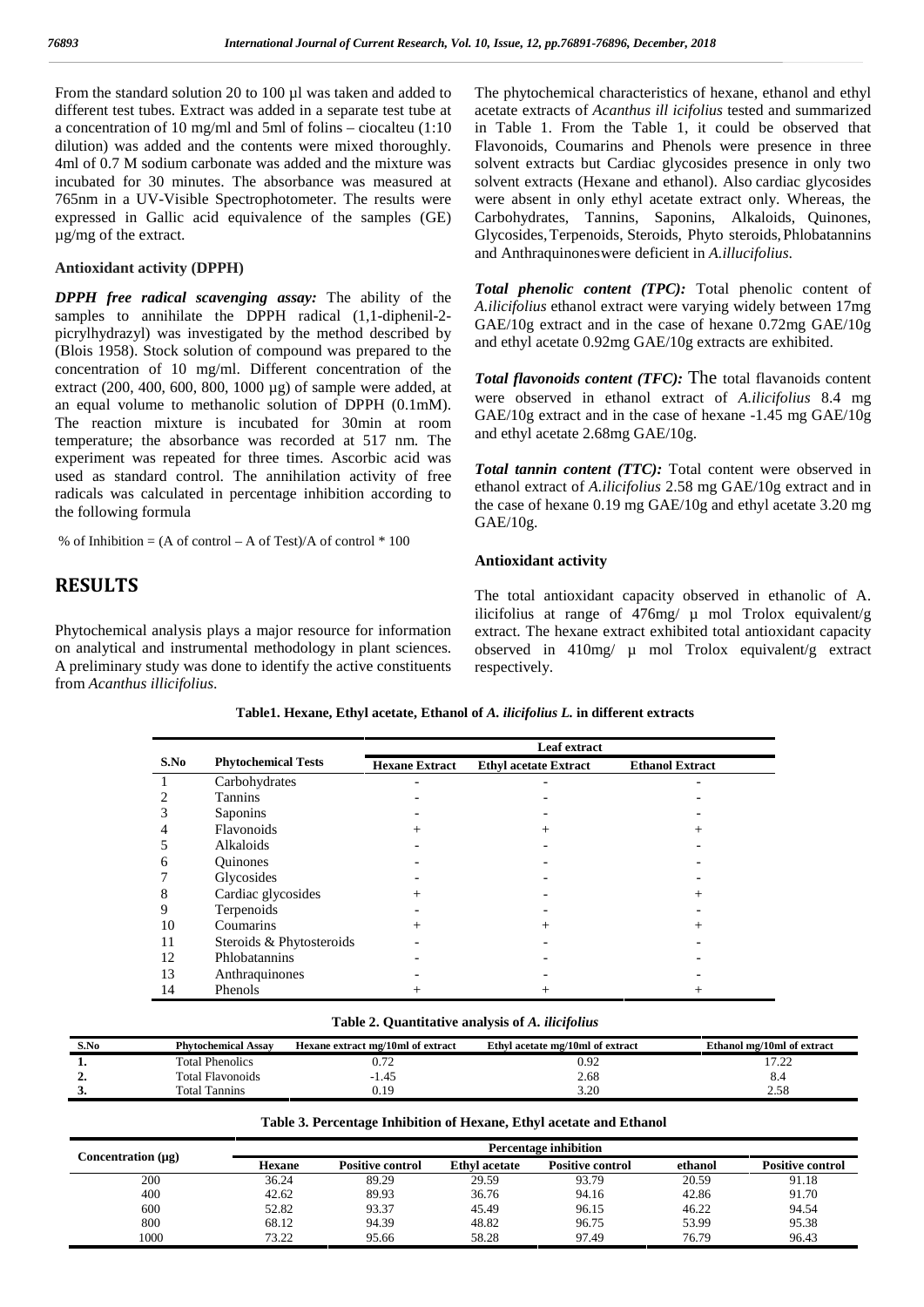From the standard solution 20 to 100 µl was taken and added to different test tubes. Extract was added in a separate test tube at a concentration of 10 mg/ml and 5ml of folins – ciocalteu (1:10 dilution) was added and the contents were mixed thoroughly. 4ml of 0.7 M sodium carbonate was added and the mixture was incubated for 30 minutes. The absorbance was measured at 765nm in a UV-Visible Spectrophotometer. The results were expressed in Gallic acid equivalence of the samples (GE) µg/mg of the extract.

### Antioxidant activity (DPPH)

***DPPH free radical scavenging assay:*** The ability of the samples to annihilate the DPPH radical (1,1-diphenil-2-picrylhydrazyl) was investigated by the method described by (Blois 1958). Stock solution of compound was prepared to the concentration of 10 mg/ml. Different concentration of the extract (200, 400, 600, 800, 1000 µg) of sample were added, at an equal volume to methanolic solution of DPPH (0.1mM). The reaction mixture is incubated for 30min at room temperature; the absorbance was recorded at 517 nm. The experiment was repeated for three times. Ascorbic acid was used as standard control. The annihilation activity of free radicals was calculated in percentage inhibition according to the following formula

% of Inhibition = (A of control – A of Test)/A of control * 100

## RESULTS

Phytochemical analysis plays a major resource for information on analytical and instrumental methodology in plant sciences. A preliminary study was done to identify the active constituents from *Acanthus illicifolius*.

The phytochemical characteristics of hexane, ethanol and ethyl acetate extracts of *Acanthus ill icifolius* tested and summarized in Table 1. From the Table 1, it could be observed that Flavonoids, Coumarins and Phenols were presence in three solvent extracts but Cardiac glycosides presence in only two solvent extracts (Hexane and ethanol). Also cardiac glycosides were absent in only ethyl acetate extract only. Whereas, the Carbohydrates, Tannins, Saponins, Alkaloids, Quinones, Glycosides, Terpenoids, Steroids, Phyto steroids, Phlobatannins and Anthraquinoneswere deficient in *A.illucifolius*.

***Total phenolic content (TPC):*** Total phenolic content of *A.ilicifolius* ethanol extract were varying widely between 17mg GAE/10g extract and in the case of hexane 0.72mg GAE/10g and ethyl acetate 0.92mg GAE/10g extracts are exhibited.

***Total flavonoids content (TFC):*** The total flavanoids content were observed in ethanol extract of *A.ilicifolius* 8.4 mg GAE/10g extract and in the case of hexane -1.45 mg GAE/10g and ethyl acetate 2.68mg GAE/10g.

***Total tannin content (TTC):*** Total content were observed in ethanol extract of *A.ilicifolius* 2.58 mg GAE/10g extract and in the case of hexane 0.19 mg GAE/10g and ethyl acetate 3.20 mg GAE/10g.

### Antioxidant activity

The total antioxidant capacity observed in ethanolic of A. ilicifolius at range of 476mg/ µ mol Trolox equivalent/g extract. The hexane extract exhibited total antioxidant capacity observed in 410mg/ µ mol Trolox equivalent/g extract respectively.

**Table1. Hexane, Ethyl acetate, Ethanol of *A. ilicifolius L.* in different extracts**

| S.No | Phytochemical Tests | Leaf extract | | |
|---|---|---|---|---|
| | | Hexane Extract | Ethyl acetate Extract | Ethanol Extract |
| 1 | Carbohydrates | - | - | - |
| 2 | Tannins | - | - | - |
| 3 | Saponins | - | - | - |
| 4 | Flavonoids | + | + | + |
| 5 | Alkaloids | - | - | - |
| 6 | Quinones | - | - | - |
| 7 | Glycosides | - | - | - |
| 8 | Cardiac glycosides | + | - | + |
| 9 | Terpenoids | - | - | - |
| 10 | Coumarins | + | + | + |
| 11 | Steroids & Phytosteroids | - | - | - |
| 12 | Phlobatannins | - | - | - |
| 13 | Anthraquinones | - | - | - |
| 14 | Phenols | + | + | + |

**Table 2. Quantitative analysis of *A. ilicifolius***

| S.No | Phytochemical Assay | Hexane extract mg/10ml of extract | Ethyl acetate mg/10ml of extract | Ethanol mg/10ml of extract |
|---|---|---|---|---|
| 1. | Total Phenolics | 0.72 | 0.92 | 17.22 |
| 2. | Total Flavonoids | -1.45 | 2.68 | 8.4 |
| 3. | Total Tannins | 0.19 | 3.20 | 2.58 |

**Table 3. Percentage Inhibition of Hexane, Ethyl acetate and Ethanol**

| Concentration (µg) | Percentage inhibition | | | | | |
|---|---|---|---|---|---|---|
| | Hexane | Positive control | Ethyl acetate | Positive control | ethanol | Positive control |
| 200 | 36.24 | 89.29 | 29.59 | 93.79 | 20.59 | 91.18 |
| 400 | 42.62 | 89.93 | 36.76 | 94.16 | 42.86 | 91.70 |
| 600 | 52.82 | 93.37 | 45.49 | 96.15 | 46.22 | 94.54 |
| 800 | 68.12 | 94.39 | 48.82 | 96.75 | 53.99 | 95.38 |
| 1000 | 73.22 | 95.66 | 58.28 | 97.49 | 76.79 | 96.43 |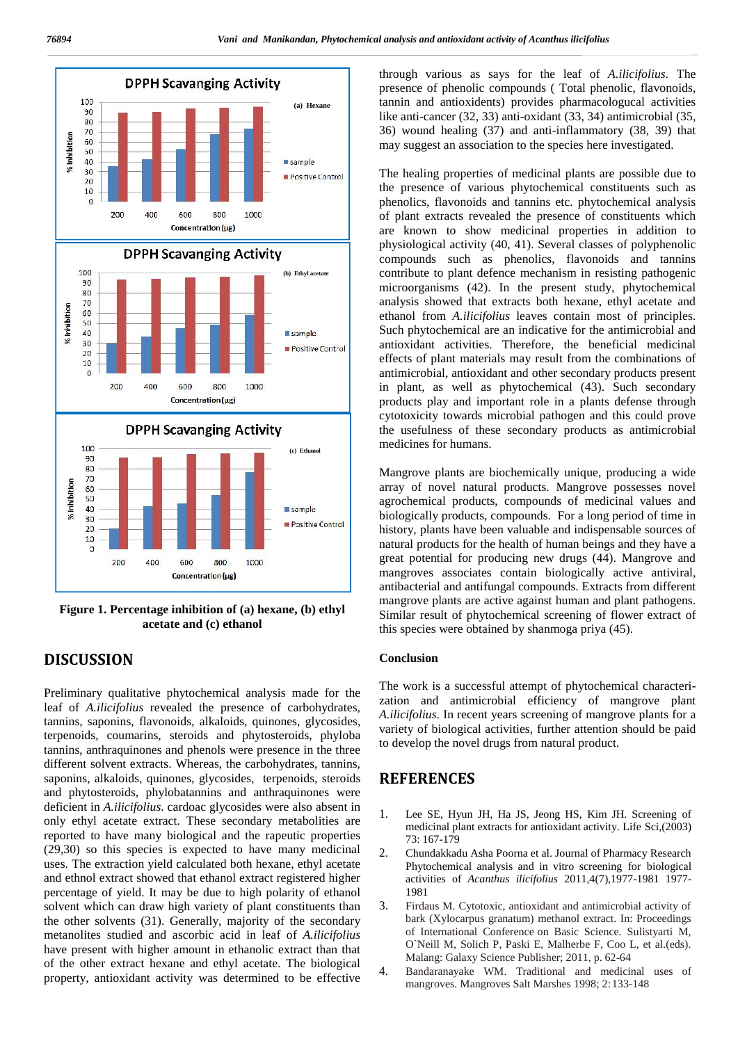Figure 1. Percentage inhibition of (a) hexane, (b) ethyl acetate and (c) ethanol

# DISCUSSION

Preliminary qualitative phytochemical analysis made for the leaf of *A.ilicifolius* revealed the presence of carbohydrates, tannins, saponins, flavonoids, alkaloids, quinones, glycosides, terpenoids, coumarins, steroids and phytosteroids, phyloba tannins, anthraquinones and phenols were presence in the three different solvent extracts. Whereas, the carbohydrates, tannins, saponins, alkaloids, quinones, glycosides, terpenoids, steroids and phytosteroids, phylobatannins and anthraquinones were deficient in *A.ilicifolius*. cardoac glycosides were also absent in only ethyl acetate extract. These secondary metabolites are reported to have many biological and the rapeutic properties (29,30) so this species is expected to have many medicinal uses. The extraction yield calculated both hexane, ethyl acetate and ethnol extract showed that ethanol extract registered higher percentage of yield. It may be due to high polarity of ethanol solvent which can draw high variety of plant constituents than the other solvents (31). Generally, majority of the secondary metanolites studied and ascorbic acid in leaf of *A.ilicifolius* have present with higher amount in ethanolic extract than that of the other extract hexane and ethyl acetate. The biological property, antioxidant activity was determined to be effective through various as says for the leaf of *A.ilicifolius.* The presence of phenolic compounds ( Total phenolic, flavonoids, tannin and antioxidents) provides pharmacological activities like anti-cancer (32, 33) anti-oxidant (33, 34) antimicrobial (35, 36) wound healing (37) and anti-inflammatory (38, 39) that may suggest an association to the species here investigated.

The healing properties of medicinal plants are possible due to the presence of various phytochemical constituents such as phenolics, flavonoids and tannins etc. phytochemical analysis of plant extracts revealed the presence of constituents which are known to show medicinal properties in addition to physiological activity (40, 41). Several classes of polyphenolic compounds such as phenolics, flavonoids and tannins contribute to plant defence mechanism in resisting pathogenic microorganisms (42). In the present study, phytochemical analysis showed that extracts both hexane, ethyl acetate and ethanol from *A.ilicifolius* leaves contain most of principles. Such phytochemical are an indicative for the antimicrobial and antioxidant activities. Therefore, the beneficial medicinal effects of plant materials may result from the combinations of antimicrobial, antioxidant and other secondary products present in plant, as well as phytochemical (43). Such secondary products play and important role in a plants defense through cytotoxicity towards microbial pathogen and this could prove the usefulness of these secondary products as antimicrobial medicines for humans.

Mangrove plants are biochemically unique, producing a wide array of novel natural products. Mangrove possesses novel agrochemical products, compounds of medicinal values and biologically products, compounds. For a long period of time in history, plants have been valuable and indispensable sources of natural products for the health of human beings and they have a great potential for producing new drugs (44). Mangrove and mangroves associates contain biologically active antiviral, antibacterial and antifungal compounds. Extracts from different mangrove plants are active against human and plant pathogens. Similar result of phytochemical screening of flower extract of this species were obtained by shanmoga priya (45).

### Conclusion

The work is a successful attempt of phytochemical characterization and antimicrobial efficiency of mangrove plant *A.ilicifolius*. In recent years screening of mangrove plants for a variety of biological activities, further attention should be paid to develop the novel drugs from natural product.

# REFERENCES

1. Lee SE, Hyun JH, Ha JS, Jeong HS, Kim JH. Screening of medicinal plant extracts for antioxidant activity. Life Sci,(2003) 73: 167-179
2. Chundakkadu Asha Poorna et al. Journal of Pharmacy Research Phytochemical analysis and in vitro screening for biological activities of *Acanthus ilicifolius* 2011,4(7),1977-1981 1977-1981
3. Firdaus M. Cytotoxic, antioxidant and antimicrobial activity of bark (Xylocarpus granatum) methanol extract. In: Proceedings of International Conference on Basic Science. Sulistyarti M, O`Neill M, Solich P, Paski E, Malherbe F, Coo L, et al.(eds). Malang: Galaxy Science Publisher; 2011, p. 62-64
4. Bandaranayake WM. Traditional and medicinal uses of mangroves. Mangroves Salt Marshes 1998; 2:133-148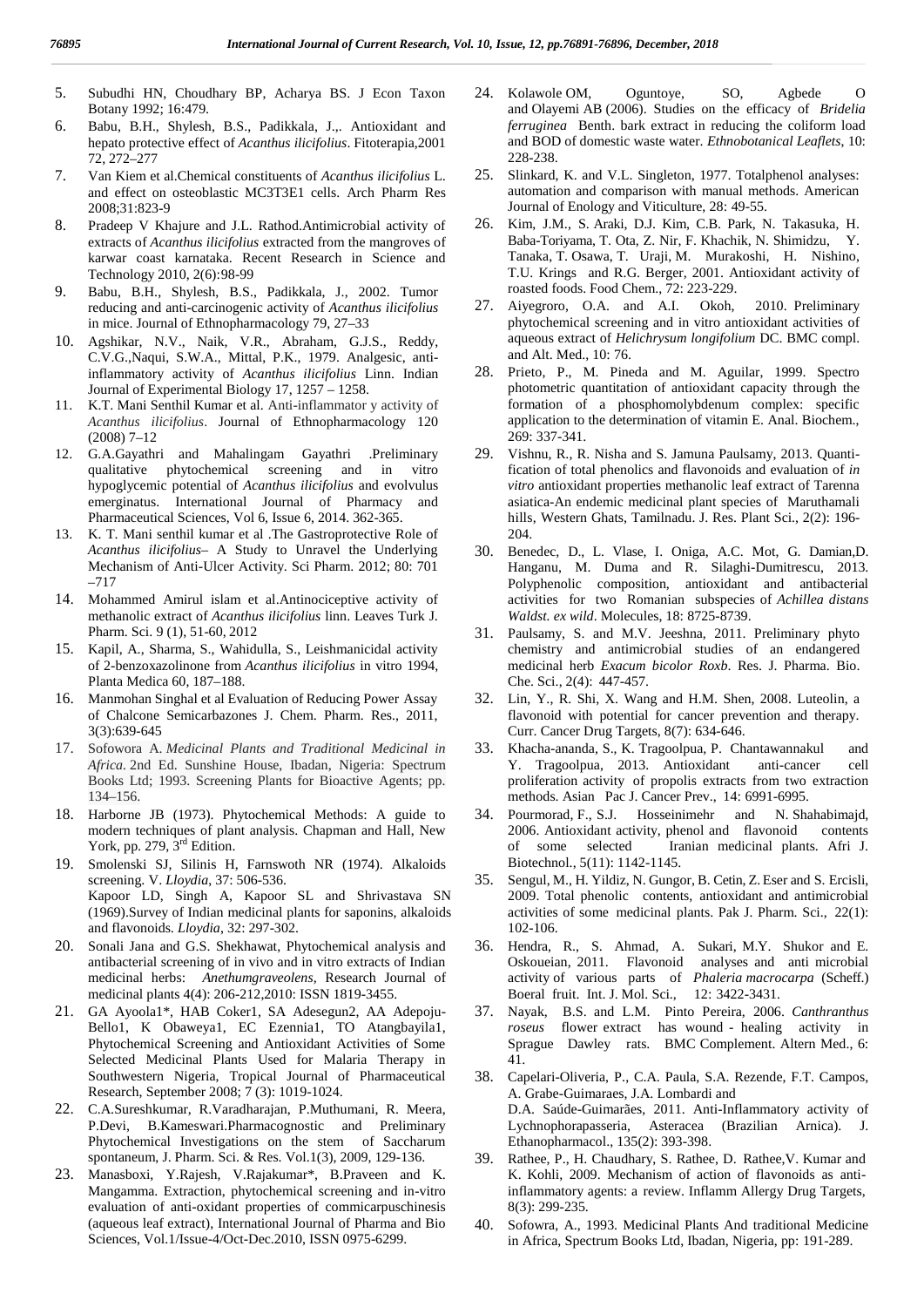5. Subudhi HN, Choudhary BP, Acharya BS. J Econ Taxon Botany 1992; 16:479.
6. Babu, B.H., Shylesh, B.S., Padikkala, J.,. Antioxidant and hepato protective effect of *Acanthus ilicifolius*. Fitoterapia,2001 72, 272–277
7. Van Kiem et al.Chemical constituents of *Acanthus ilicifolius* L. and effect on osteoblastic MC3T3E1 cells. Arch Pharm Res 2008;31:823-9
8. Pradeep V Khajure and J.L. Rathod.Antimicrobial activity of extracts of *Acanthus ilicifolius* extracted from the mangroves of karwar coast karnataka. Recent Research in Science and Technology 2010, 2(6):98-99
9. Babu, B.H., Shylesh, B.S., Padikkala, J., 2002. Tumor reducing and anti-carcinogenic activity of *Acanthus ilicifolius* in mice. Journal of Ethnopharmacology 79, 27–33
10. Agshikar, N.V., Naik, V.R., Abraham, G.J.S., Reddy, C.V.G.,Naqui, S.W.A., Mittal, P.K., 1979. Analgesic, anti-inflammatory activity of *Acanthus ilicifolius* Linn. Indian Journal of Experimental Biology 17, 1257 – 1258.
11. K.T. Mani Senthil Kumar et al. Anti-inflammator y activity of *Acanthus ilicifolius*. Journal of Ethnopharmacology 120 (2008) 7–12
12. G.A.Gayathri and Mahalingam Gayathri .Preliminary qualitative phytochemical screening and in vitro hypoglycemic potential of *Acanthus ilicifolius* and evolvulus emerginatus. International Journal of Pharmacy and Pharmaceutical Sciences, Vol 6, Issue 6, 2014. 362-365.
13. K. T. Mani senthil kumar et al .The Gastroprotective Role of *Acanthus ilicifolius*– A Study to Unravel the Underlying Mechanism of Anti-Ulcer Activity. Sci Pharm. 2012; 80: 701 –717
14. Mohammed Amirul islam et al.Antinociceptive activity of methanolic extract of *Acanthus ilicifolius* linn. Leaves Turk J. Pharm. Sci. 9 (1), 51-60, 2012
15. Kapil, A., Sharma, S., Wahidulla, S., Leishmanicidal activity of 2-benzoxazolinone from *Acanthus ilicifolius* in vitro 1994, Planta Medica 60, 187–188.
16. Manmohan Singhal et al Evaluation of Reducing Power Assay of Chalcone Semicarbazones J. Chem. Pharm. Res., 2011, 3(3):639-645
17. Sofowora A. *Medicinal Plants and Traditional Medicinal in Africa*. 2nd Ed. Sunshine House, Ibadan, Nigeria: Spectrum Books Ltd; 1993. Screening Plants for Bioactive Agents; pp. 134–156.
18. Harborne JB (1973). Phytochemical Methods: A guide to modern techniques of plant analysis. Chapman and Hall, New York, pp. 279, 3rd Edition.
19. Smolenski SJ, Silinis H, Farnswoth NR (1974). Alkaloids screening. V. *Lloydia*, 37: 506-536.
Kapoor LD, Singh A, Kapoor SL and Shrivastava SN (1969).Survey of Indian medicinal plants for saponins, alkaloids and flavonoids. *Lloydia*, 32: 297-302.
20. Sonali Jana and G.S. Shekhawat, Phytochemical analysis and antibacterial screening of in vivo and in vitro extracts of Indian medicinal herbs: *Anethumgraveolens*, Research Journal of medicinal plants 4(4): 206-212,2010: ISSN 1819-3455.
21. GA Ayoola1\*, HAB Coker1, SA Adesegun2, AA Adepoju-Bello1, K Obaweya1, EC Ezennia1, TO Atangbayila1, Phytochemical Screening and Antioxidant Activities of Some Selected Medicinal Plants Used for Malaria Therapy in Southwestern Nigeria, Tropical Journal of Pharmaceutical Research, September 2008; 7 (3): 1019-1024.
22. C.A.Sureshkumar, R.Varadharajan, P.Muthumani, R. Meera, P.Devi, B.Kameswari.Pharmacognostic and Preliminary Phytochemical Investigations on the stem of Saccharum spontaneum, J. Pharm. Sci. & Res. Vol.1(3), 2009, 129-136.
23. Manasboxi, Y.Rajesh, V.Rajakumar\*, B.Praveen and K. Mangamma. Extraction, phytochemical screening and in-vitro evaluation of anti-oxidant properties of commicarpuschinesis (aqueous leaf extract), International Journal of Pharma and Bio Sciences, Vol.1/Issue-4/Oct-Dec.2010, ISSN 0975-6299.
24. Kolawole OM, Oguntoye, SO, Agbede O and Olayemi AB (2006). Studies on the efficacy of *Bridelia ferruginea* Benth. bark extract in reducing the coliform load and BOD of domestic waste water. *Ethnobotanical Leaflets*, 10: 228-238.
25. Slinkard, K. and V.L. Singleton, 1977. Totalphenol analyses: automation and comparison with manual methods. American Journal of Enology and Viticulture, 28: 49-55.
26. Kim, J.M., S. Araki, D.J. Kim, C.B. Park, N. Takasuka, H. Baba-Toriyama, T. Ota, Z. Nir, F. Khachik, N. Shimidzu, Y. Tanaka, T. Osawa, T. Uraji, M. Murakoshi, H. Nishino, T.U. Krings and R.G. Berger, 2001. Antioxidant activity of roasted foods. Food Chem., 72: 223-229.
27. Aiyegroro, O.A. and A.I. Okoh, 2010. Preliminary phytochemical screening and in vitro antioxidant activities of aqueous extract of *Helichrysum longifolium* DC. BMC compl. and Alt. Med., 10: 76.
28. Prieto, P., M. Pineda and M. Aguilar, 1999. Spectro photometric quantitation of antioxidant capacity through the formation of a phosphomolybdenum complex: specific application to the determination of vitamin E. Anal. Biochem., 269: 337-341.
29. Vishnu, R., R. Nisha and S. Jamuna Paulsamy, 2013. Quantification of total phenolics and flavonoids and evaluation of *in vitro* antioxidant properties methanolic leaf extract of Tarenna asiatica-An endemic medicinal plant species of Maruthamali hills, Western Ghats, Tamilnadu. J. Res. Plant Sci., 2(2): 196-204.
30. Benedec, D., L. Vlase, I. Oniga, A.C. Mot, G. Damian,D. Hanganu, M. Duma and R. Silaghi-Dumitrescu, 2013. Polyphenolic composition, antioxidant and antibacterial activities for two Romanian subspecies of *Achillea distans Waldst. ex wild*. Molecules, 18: 8725-8739.
31. Paulsamy, S. and M.V. Jeeshna, 2011. Preliminary phyto chemistry and antimicrobial studies of an endangered medicinal herb *Exacum bicolor Roxb*. Res. J. Pharma. Bio. Che. Sci., 2(4): 447-457.
32. Lin, Y., R. Shi, X. Wang and H.M. Shen, 2008. Luteolin, a flavonoid with potential for cancer prevention and therapy. Curr. Cancer Drug Targets, 8(7): 634-646.
33. Khacha-ananda, S., K. Tragoolpua, P. Chantawannakul and Y. Tragoolpua, 2013. Antioxidant anti-cancer cell proliferation activity of propolis extracts from two extraction methods. Asian Pac J. Cancer Prev., 14: 6991-6995.
34. Pourmorad, F., S.J. Hosseinimehr and N. Shahabimajd, 2006. Antioxidant activity, phenol and flavonoid contents of some selected Iranian medicinal plants. Afri J. Biotechnol., 5(11): 1142-1145.
35. Sengul, M., H. Yildiz, N. Gungor, B. Cetin, Z. Eser and S. Ercisli, 2009. Total phenolic contents, antioxidant and antimicrobial activities of some medicinal plants. Pak J. Pharm. Sci., 22(1): 102-106.
36. Hendra, R., S. Ahmad, A. Sukari, M.Y. Shukor and E. Oskoueian, 2011. Flavonoid analyses and anti microbial activity of various parts of *Phaleria macrocarpa* (Scheff.) Boeral fruit. Int. J. Mol. Sci., 12: 3422-3431.
37. Nayak, B.S. and L.M. Pinto Pereira, 2006. *Canthranthus roseus* flower extract has wound - healing activity in Sprague Dawley rats. BMC Complement. Altern Med., 6: 41.
38. Capelari-Oliveria, P., C.A. Paula, S.A. Rezende, F.T. Campos, A. Grabe-Guimaraes, J.A. Lombardi and D.A. Saúde-Guimarães, 2011. Anti-Inflammatory activity of Lychnophorapasseria, Asteracea (Brazilian Arnica). J. Ethanopharmacol., 135(2): 393-398.
39. Rathee, P., H. Chaudhary, S. Rathee, D. Rathee,V. Kumar and K. Kohli, 2009. Mechanism of action of flavonoids as anti-inflammatory agents: a review. Inflamm Allergy Drug Targets, 8(3): 299-235.
40. Sofowra, A., 1993. Medicinal Plants And traditional Medicine in Africa, Spectrum Books Ltd, Ibadan, Nigeria, pp: 191-289.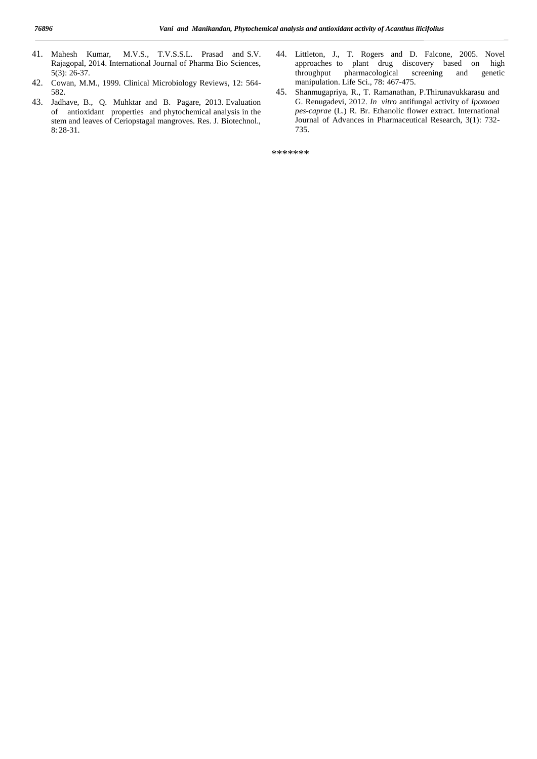41. Mahesh Kumar, M.V.S., T.V.S.S.L. Prasad and S.V. Rajagopal, 2014. International Journal of Pharma Bio Sciences, 5(3): 26-37.
42. Cowan, M.M., 1999. Clinical Microbiology Reviews, 12: 564-582.
43. Jadhave, B., Q. Muhktar and B. Pagare, 2013. Evaluation of antioxidant properties and phytochemical analysis in the stem and leaves of Ceriopstagal mangroves. Res. J. Biotechnol., 8: 28-31.
44. Littleton, J., T. Rogers and D. Falcone, 2005. Novel approaches to plant drug discovery based on high throughput pharmacological screening and genetic manipulation. Life Sci., 78: 467-475.
45. Shanmugapriya, R., T. Ramanathan, P.Thirunavukkarasu and G. Renugadevi, 2012. *In vitro* antifungal activity of *Ipomoea pes-caprae* (L.) R. Br. Ethanolic flower extract. International Journal of Advances in Pharmaceutical Research, 3(1): 732-735.

*******